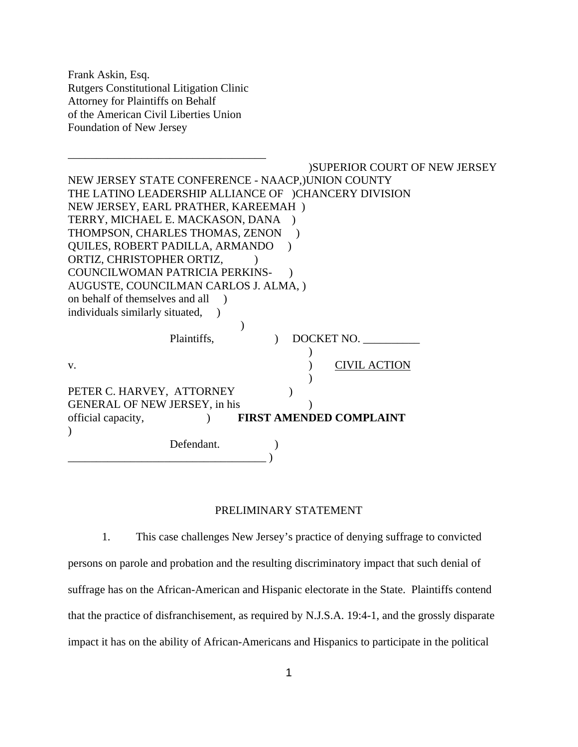Frank Askin, Esq.
Rutgers Constitutional Litigation Clinic
Attorney for Plaintiffs on Behalf
of the American Civil Liberties Union
Foundation of New Jersey

SUPERIOR COURT OF NEW JERSEY
UNION COUNTY
CHANCERY DIVISION

NEW JERSEY STATE CONFERENCE - NAACP, THE LATINO LEADERSHIP ALLIANCE OF NEW JERSEY, EARL PRATHER, KAREEMAH TERRY, MICHAEL E. MACKASON, DANA THOMPSON, CHARLES THOMAS, ZENON QUILES, ROBERT PADILLA, ARMANDO ORTIZ, CHRISTOPHER ORTIZ, COUNCILWOMAN PATRICIA PERKINS-AUGUSTE, COUNCILMAN CARLOS J. ALMA, on behalf of themselves and all individuals similarly situated,

Plaintiffs,

DOCKET NO. __________

v.

CIVIL ACTION

PETER C. HARVEY, ATTORNEY GENERAL OF NEW JERSEY, in his official capacity,

Defendant.

**FIRST AMENDED COMPLAINT**

PRELIMINARY STATEMENT

1. This case challenges New Jersey's practice of denying suffrage to convicted persons on parole and probation and the resulting discriminatory impact that such denial of suffrage has on the African-American and Hispanic electorate in the State. Plaintiffs contend that the practice of disfranchisement, as required by N.J.S.A. 19:4-1, and the grossly disparate impact it has on the ability of African-Americans and Hispanics to participate in the political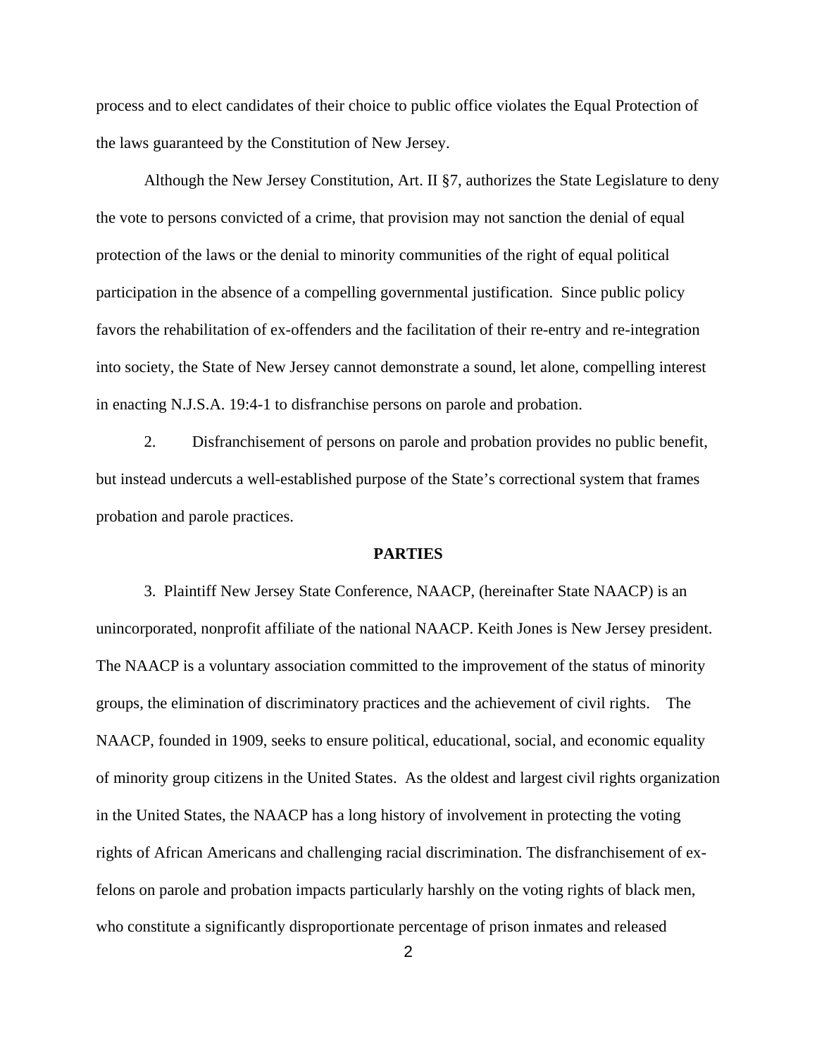process and to elect candidates of their choice to public office violates the Equal Protection of the laws guaranteed by the Constitution of New Jersey.

Although the New Jersey Constitution, Art. II §7, authorizes the State Legislature to deny the vote to persons convicted of a crime, that provision may not sanction the denial of equal protection of the laws or the denial to minority communities of the right of equal political participation in the absence of a compelling governmental justification. Since public policy favors the rehabilitation of ex-offenders and the facilitation of their re-entry and re-integration into society, the State of New Jersey cannot demonstrate a sound, let alone, compelling interest in enacting N.J.S.A. 19:4-1 to disfranchise persons on parole and probation.

2. Disfranchisement of persons on parole and probation provides no public benefit, but instead undercuts a well-established purpose of the State's correctional system that frames probation and parole practices.

**PARTIES**

3. Plaintiff New Jersey State Conference, NAACP, (hereinafter State NAACP) is an unincorporated, nonprofit affiliate of the national NAACP. Keith Jones is New Jersey president. The NAACP is a voluntary association committed to the improvement of the status of minority groups, the elimination of discriminatory practices and the achievement of civil rights. The NAACP, founded in 1909, seeks to ensure political, educational, social, and economic equality of minority group citizens in the United States. As the oldest and largest civil rights organization in the United States, the NAACP has a long history of involvement in protecting the voting rights of African Americans and challenging racial discrimination. The disfranchisement of ex-felons on parole and probation impacts particularly harshly on the voting rights of black men, who constitute a significantly disproportionate percentage of prison inmates and released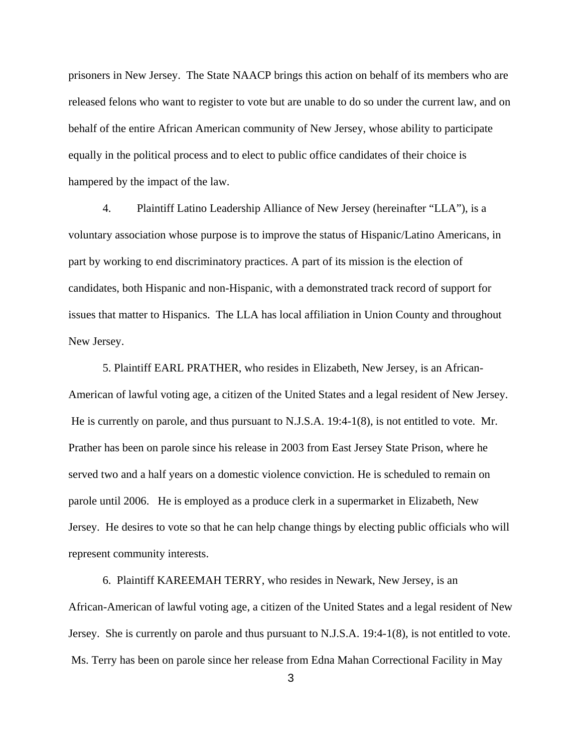prisoners in New Jersey. The State NAACP brings this action on behalf of its members who are released felons who want to register to vote but are unable to do so under the current law, and on behalf of the entire African American community of New Jersey, whose ability to participate equally in the political process and to elect to public office candidates of their choice is hampered by the impact of the law.

4. Plaintiff Latino Leadership Alliance of New Jersey (hereinafter "LLA"), is a voluntary association whose purpose is to improve the status of Hispanic/Latino Americans, in part by working to end discriminatory practices. A part of its mission is the election of candidates, both Hispanic and non-Hispanic, with a demonstrated track record of support for issues that matter to Hispanics. The LLA has local affiliation in Union County and throughout New Jersey.

5. Plaintiff EARL PRATHER, who resides in Elizabeth, New Jersey, is an African-American of lawful voting age, a citizen of the United States and a legal resident of New Jersey. He is currently on parole, and thus pursuant to N.J.S.A. 19:4-1(8), is not entitled to vote. Mr. Prather has been on parole since his release in 2003 from East Jersey State Prison, where he served two and a half years on a domestic violence conviction. He is scheduled to remain on parole until 2006. He is employed as a produce clerk in a supermarket in Elizabeth, New Jersey. He desires to vote so that he can help change things by electing public officials who will represent community interests.

6. Plaintiff KAREEMAH TERRY, who resides in Newark, New Jersey, is an African-American of lawful voting age, a citizen of the United States and a legal resident of New Jersey. She is currently on parole and thus pursuant to N.J.S.A. 19:4-1(8), is not entitled to vote. Ms. Terry has been on parole since her release from Edna Mahan Correctional Facility in May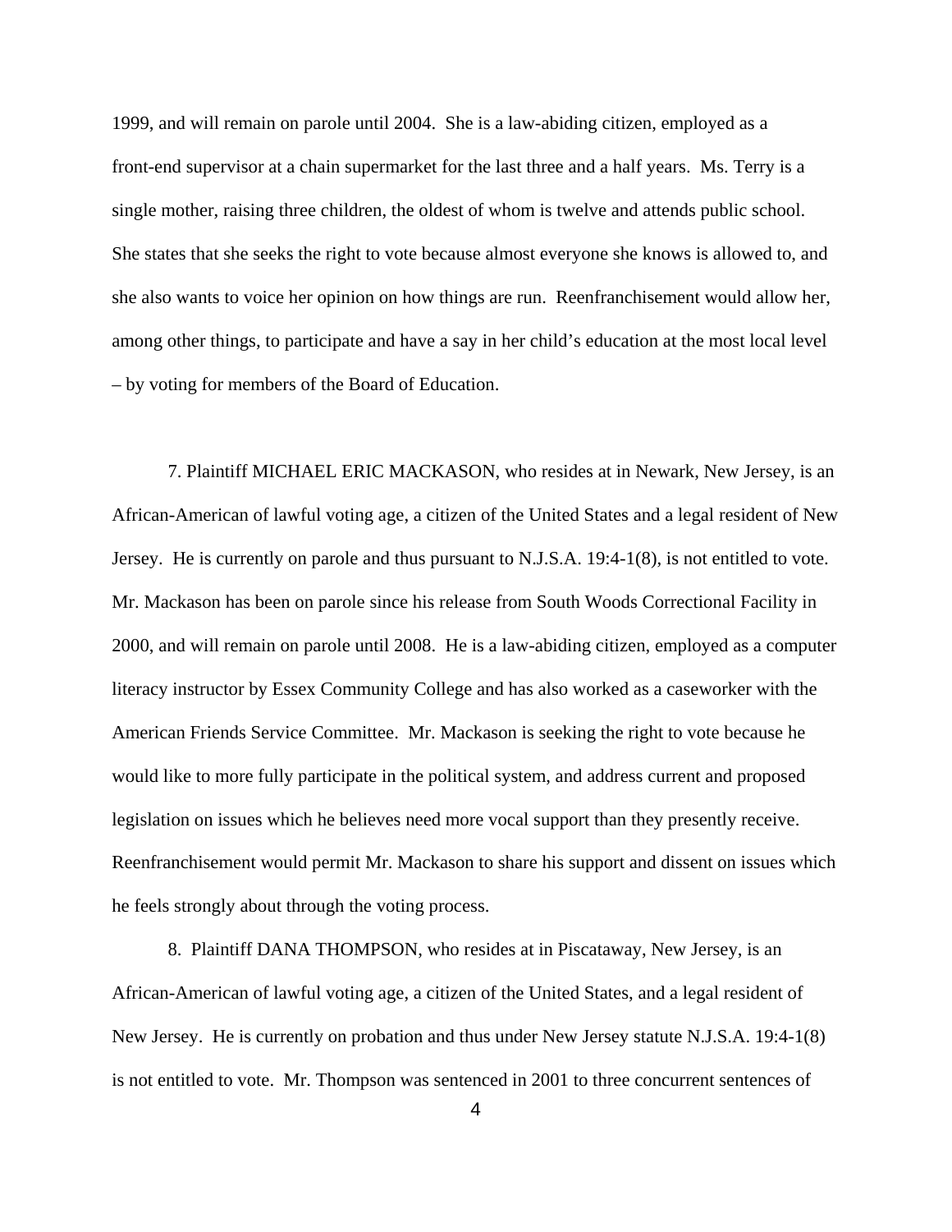1999, and will remain on parole until 2004. She is a law-abiding citizen, employed as a front-end supervisor at a chain supermarket for the last three and a half years. Ms. Terry is a single mother, raising three children, the oldest of whom is twelve and attends public school. She states that she seeks the right to vote because almost everyone she knows is allowed to, and she also wants to voice her opinion on how things are run. Reenfranchisement would allow her, among other things, to participate and have a say in her child's education at the most local level – by voting for members of the Board of Education.

7. Plaintiff MICHAEL ERIC MACKASON, who resides at in Newark, New Jersey, is an African-American of lawful voting age, a citizen of the United States and a legal resident of New Jersey. He is currently on parole and thus pursuant to N.J.S.A. 19:4-1(8), is not entitled to vote. Mr. Mackason has been on parole since his release from South Woods Correctional Facility in 2000, and will remain on parole until 2008. He is a law-abiding citizen, employed as a computer literacy instructor by Essex Community College and has also worked as a caseworker with the American Friends Service Committee. Mr. Mackason is seeking the right to vote because he would like to more fully participate in the political system, and address current and proposed legislation on issues which he believes need more vocal support than they presently receive. Reenfranchisement would permit Mr. Mackason to share his support and dissent on issues which he feels strongly about through the voting process.

8. Plaintiff DANA THOMPSON, who resides at in Piscataway, New Jersey, is an African-American of lawful voting age, a citizen of the United States, and a legal resident of New Jersey. He is currently on probation and thus under New Jersey statute N.J.S.A. 19:4-1(8) is not entitled to vote. Mr. Thompson was sentenced in 2001 to three concurrent sentences of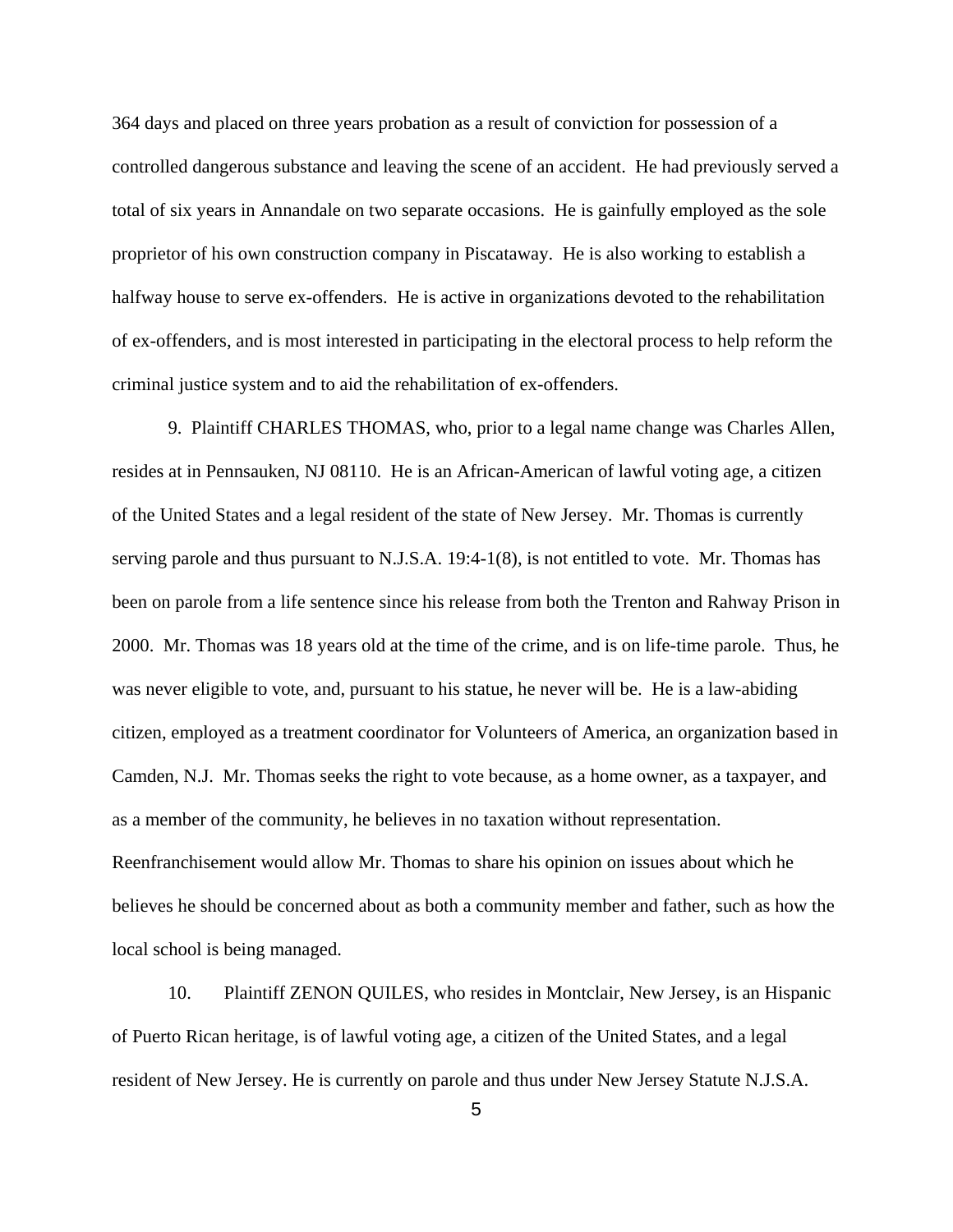364 days and placed on three years probation as a result of conviction for possession of a controlled dangerous substance and leaving the scene of an accident. He had previously served a total of six years in Annandale on two separate occasions. He is gainfully employed as the sole proprietor of his own construction company in Piscataway. He is also working to establish a halfway house to serve ex-offenders. He is active in organizations devoted to the rehabilitation of ex-offenders, and is most interested in participating in the electoral process to help reform the criminal justice system and to aid the rehabilitation of ex-offenders.

9. Plaintiff CHARLES THOMAS, who, prior to a legal name change was Charles Allen, resides at in Pennsauken, NJ 08110. He is an African-American of lawful voting age, a citizen of the United States and a legal resident of the state of New Jersey. Mr. Thomas is currently serving parole and thus pursuant to N.J.S.A. 19:4-1(8), is not entitled to vote. Mr. Thomas has been on parole from a life sentence since his release from both the Trenton and Rahway Prison in 2000. Mr. Thomas was 18 years old at the time of the crime, and is on life-time parole. Thus, he was never eligible to vote, and, pursuant to his statue, he never will be. He is a law-abiding citizen, employed as a treatment coordinator for Volunteers of America, an organization based in Camden, N.J. Mr. Thomas seeks the right to vote because, as a home owner, as a taxpayer, and as a member of the community, he believes in no taxation without representation. Reenfranchisement would allow Mr. Thomas to share his opinion on issues about which he believes he should be concerned about as both a community member and father, such as how the local school is being managed.

10. Plaintiff ZENON QUILES, who resides in Montclair, New Jersey, is an Hispanic of Puerto Rican heritage, is of lawful voting age, a citizen of the United States, and a legal resident of New Jersey. He is currently on parole and thus under New Jersey Statute N.J.S.A.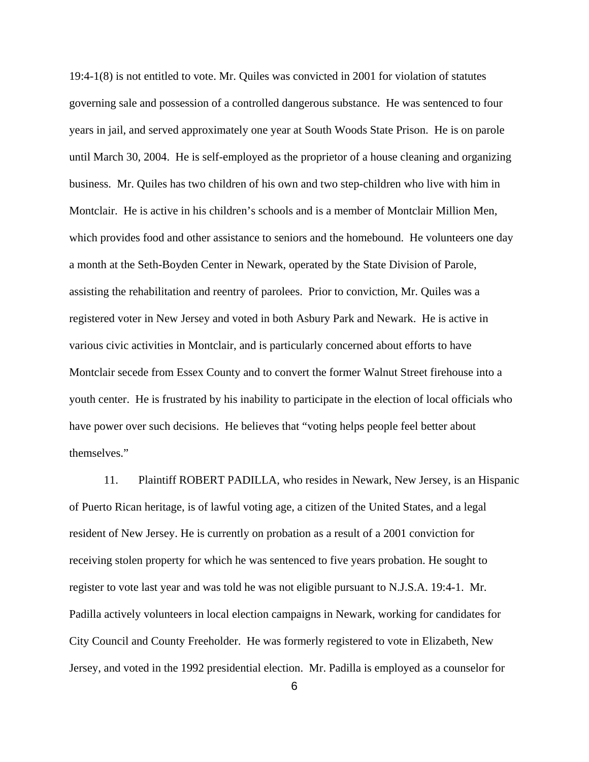19:4-1(8) is not entitled to vote. Mr. Quiles was convicted in 2001 for violation of statutes governing sale and possession of a controlled dangerous substance. He was sentenced to four years in jail, and served approximately one year at South Woods State Prison. He is on parole until March 30, 2004. He is self-employed as the proprietor of a house cleaning and organizing business. Mr. Quiles has two children of his own and two step-children who live with him in Montclair. He is active in his children's schools and is a member of Montclair Million Men, which provides food and other assistance to seniors and the homebound. He volunteers one day a month at the Seth-Boyden Center in Newark, operated by the State Division of Parole, assisting the rehabilitation and reentry of parolees. Prior to conviction, Mr. Quiles was a registered voter in New Jersey and voted in both Asbury Park and Newark. He is active in various civic activities in Montclair, and is particularly concerned about efforts to have Montclair secede from Essex County and to convert the former Walnut Street firehouse into a youth center. He is frustrated by his inability to participate in the election of local officials who have power over such decisions. He believes that "voting helps people feel better about themselves."

11. Plaintiff ROBERT PADILLA, who resides in Newark, New Jersey, is an Hispanic of Puerto Rican heritage, is of lawful voting age, a citizen of the United States, and a legal resident of New Jersey. He is currently on probation as a result of a 2001 conviction for receiving stolen property for which he was sentenced to five years probation. He sought to register to vote last year and was told he was not eligible pursuant to N.J.S.A. 19:4-1. Mr. Padilla actively volunteers in local election campaigns in Newark, working for candidates for City Council and County Freeholder. He was formerly registered to vote in Elizabeth, New Jersey, and voted in the 1992 presidential election. Mr. Padilla is employed as a counselor for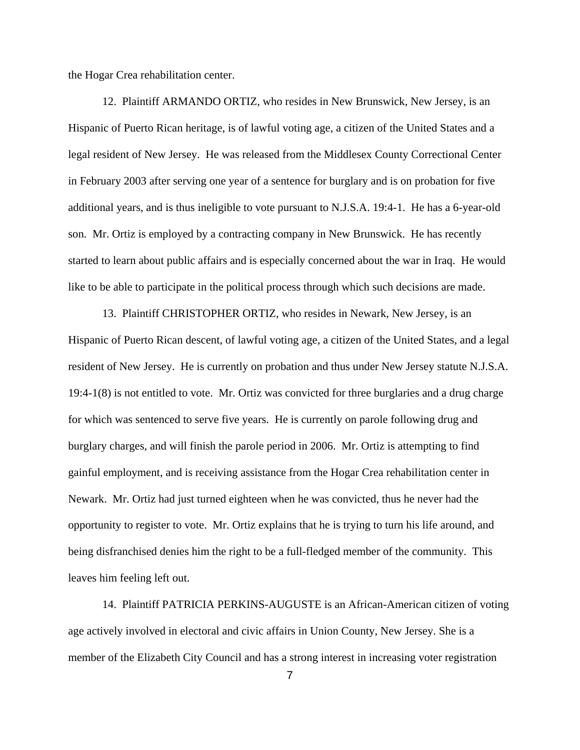the Hogar Crea rehabilitation center.

12. Plaintiff ARMANDO ORTIZ, who resides in New Brunswick, New Jersey, is an Hispanic of Puerto Rican heritage, is of lawful voting age, a citizen of the United States and a legal resident of New Jersey. He was released from the Middlesex County Correctional Center in February 2003 after serving one year of a sentence for burglary and is on probation for five additional years, and is thus ineligible to vote pursuant to N.J.S.A. 19:4-1. He has a 6-year-old son. Mr. Ortiz is employed by a contracting company in New Brunswick. He has recently started to learn about public affairs and is especially concerned about the war in Iraq. He would like to be able to participate in the political process through which such decisions are made.

13. Plaintiff CHRISTOPHER ORTIZ, who resides in Newark, New Jersey, is an Hispanic of Puerto Rican descent, of lawful voting age, a citizen of the United States, and a legal resident of New Jersey. He is currently on probation and thus under New Jersey statute N.J.S.A. 19:4-1(8) is not entitled to vote. Mr. Ortiz was convicted for three burglaries and a drug charge for which was sentenced to serve five years. He is currently on parole following drug and burglary charges, and will finish the parole period in 2006. Mr. Ortiz is attempting to find gainful employment, and is receiving assistance from the Hogar Crea rehabilitation center in Newark. Mr. Ortiz had just turned eighteen when he was convicted, thus he never had the opportunity to register to vote. Mr. Ortiz explains that he is trying to turn his life around, and being disfranchised denies him the right to be a full-fledged member of the community. This leaves him feeling left out.

14. Plaintiff PATRICIA PERKINS-AUGUSTE is an African-American citizen of voting age actively involved in electoral and civic affairs in Union County, New Jersey. She is a member of the Elizabeth City Council and has a strong interest in increasing voter registration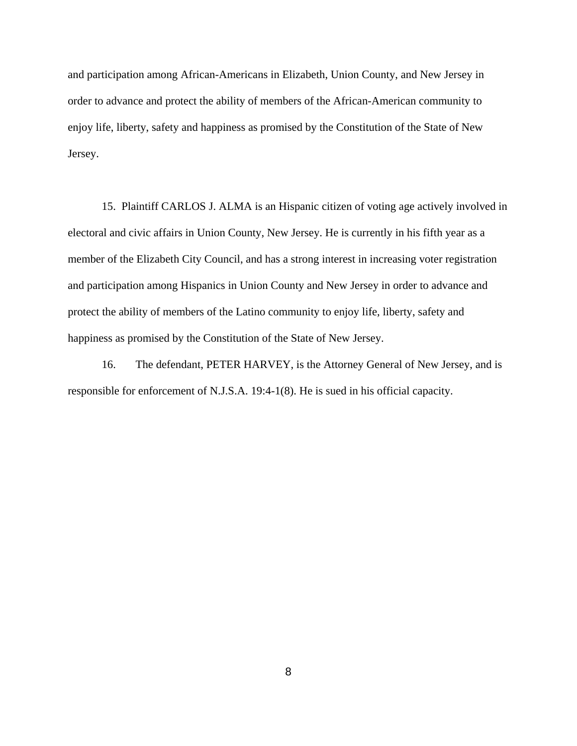and participation among African-Americans in Elizabeth, Union County, and New Jersey in order to advance and protect the ability of members of the African-American community to enjoy life, liberty, safety and happiness as promised by the Constitution of the State of New Jersey.

15. Plaintiff CARLOS J. ALMA is an Hispanic citizen of voting age actively involved in electoral and civic affairs in Union County, New Jersey. He is currently in his fifth year as a member of the Elizabeth City Council, and has a strong interest in increasing voter registration and participation among Hispanics in Union County and New Jersey in order to advance and protect the ability of members of the Latino community to enjoy life, liberty, safety and happiness as promised by the Constitution of the State of New Jersey.

16. The defendant, PETER HARVEY, is the Attorney General of New Jersey, and is responsible for enforcement of N.J.S.A. 19:4-1(8). He is sued in his official capacity.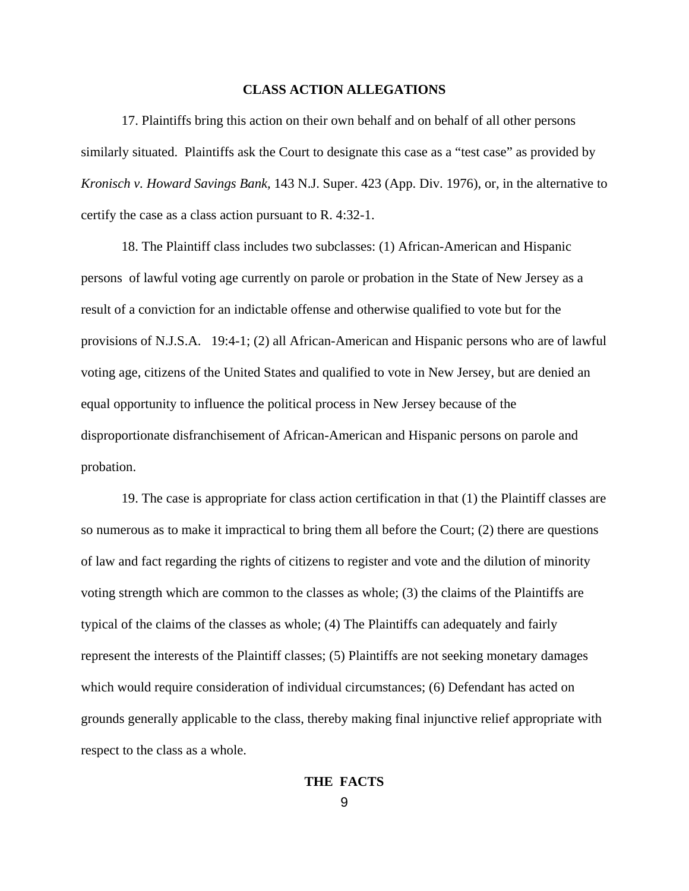## CLASS ACTION ALLEGATIONS

17. Plaintiffs bring this action on their own behalf and on behalf of all other persons similarly situated. Plaintiffs ask the Court to designate this case as a "test case" as provided by *Kronisch v. Howard Savings Bank,* 143 N.J. Super. 423 (App. Div. 1976), or, in the alternative to certify the case as a class action pursuant to R. 4:32-1.

18. The Plaintiff class includes two subclasses: (1) African-American and Hispanic persons of lawful voting age currently on parole or probation in the State of New Jersey as a result of a conviction for an indictable offense and otherwise qualified to vote but for the provisions of N.J.S.A. 19:4-1; (2) all African-American and Hispanic persons who are of lawful voting age, citizens of the United States and qualified to vote in New Jersey, but are denied an equal opportunity to influence the political process in New Jersey because of the disproportionate disfranchisement of African-American and Hispanic persons on parole and probation.

19. The case is appropriate for class action certification in that (1) the Plaintiff classes are so numerous as to make it impractical to bring them all before the Court; (2) there are questions of law and fact regarding the rights of citizens to register and vote and the dilution of minority voting strength which are common to the classes as whole; (3) the claims of the Plaintiffs are typical of the claims of the classes as whole; (4) The Plaintiffs can adequately and fairly represent the interests of the Plaintiff classes; (5) Plaintiffs are not seeking monetary damages which would require consideration of individual circumstances; (6) Defendant has acted on grounds generally applicable to the class, thereby making final injunctive relief appropriate with respect to the class as a whole.

## THE FACTS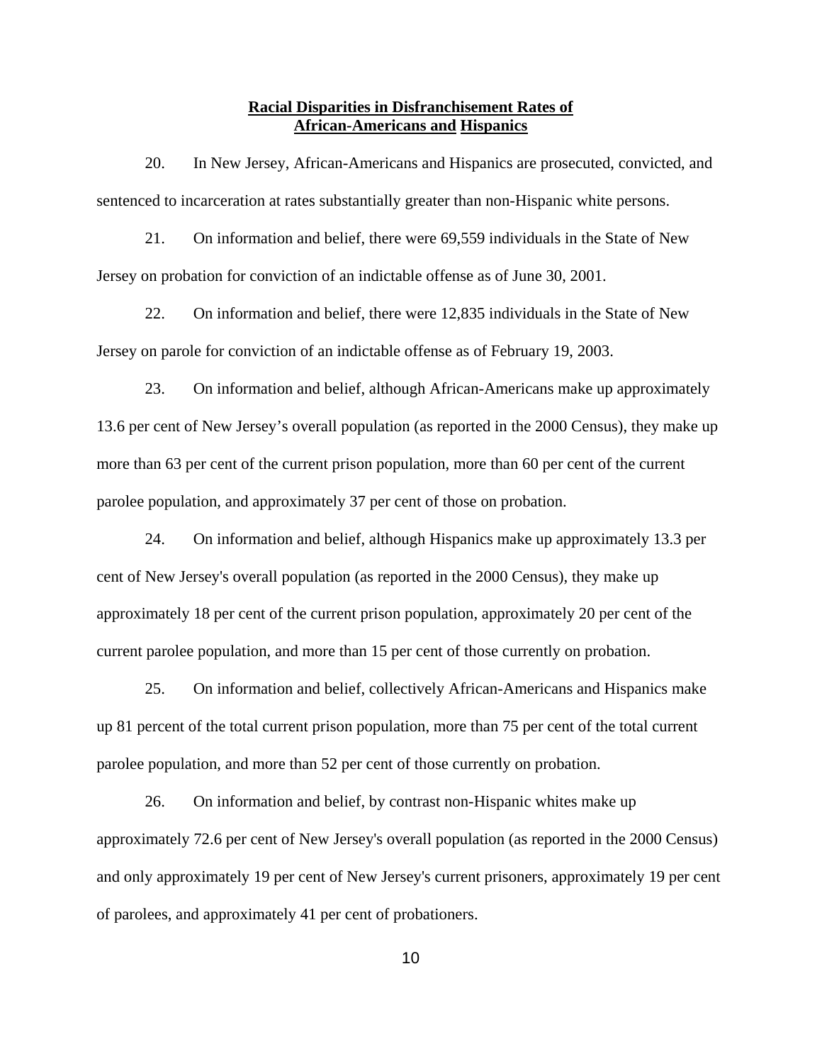## **Racial Disparities in Disfranchisement Rates of African-Americans and Hispanics**

20. In New Jersey, African-Americans and Hispanics are prosecuted, convicted, and sentenced to incarceration at rates substantially greater than non-Hispanic white persons.

21. On information and belief, there were 69,559 individuals in the State of New Jersey on probation for conviction of an indictable offense as of June 30, 2001.

22. On information and belief, there were 12,835 individuals in the State of New Jersey on parole for conviction of an indictable offense as of February 19, 2003.

23. On information and belief, although African-Americans make up approximately 13.6 per cent of New Jersey's overall population (as reported in the 2000 Census), they make up more than 63 per cent of the current prison population, more than 60 per cent of the current parolee population, and approximately 37 per cent of those on probation.

24. On information and belief, although Hispanics make up approximately 13.3 per cent of New Jersey's overall population (as reported in the 2000 Census), they make up approximately 18 per cent of the current prison population, approximately 20 per cent of the current parolee population, and more than 15 per cent of those currently on probation.

25. On information and belief, collectively African-Americans and Hispanics make up 81 percent of the total current prison population, more than 75 per cent of the total current parolee population, and more than 52 per cent of those currently on probation.

26. On information and belief, by contrast non-Hispanic whites make up approximately 72.6 per cent of New Jersey's overall population (as reported in the 2000 Census) and only approximately 19 per cent of New Jersey's current prisoners, approximately 19 per cent of parolees, and approximately 41 per cent of probationers.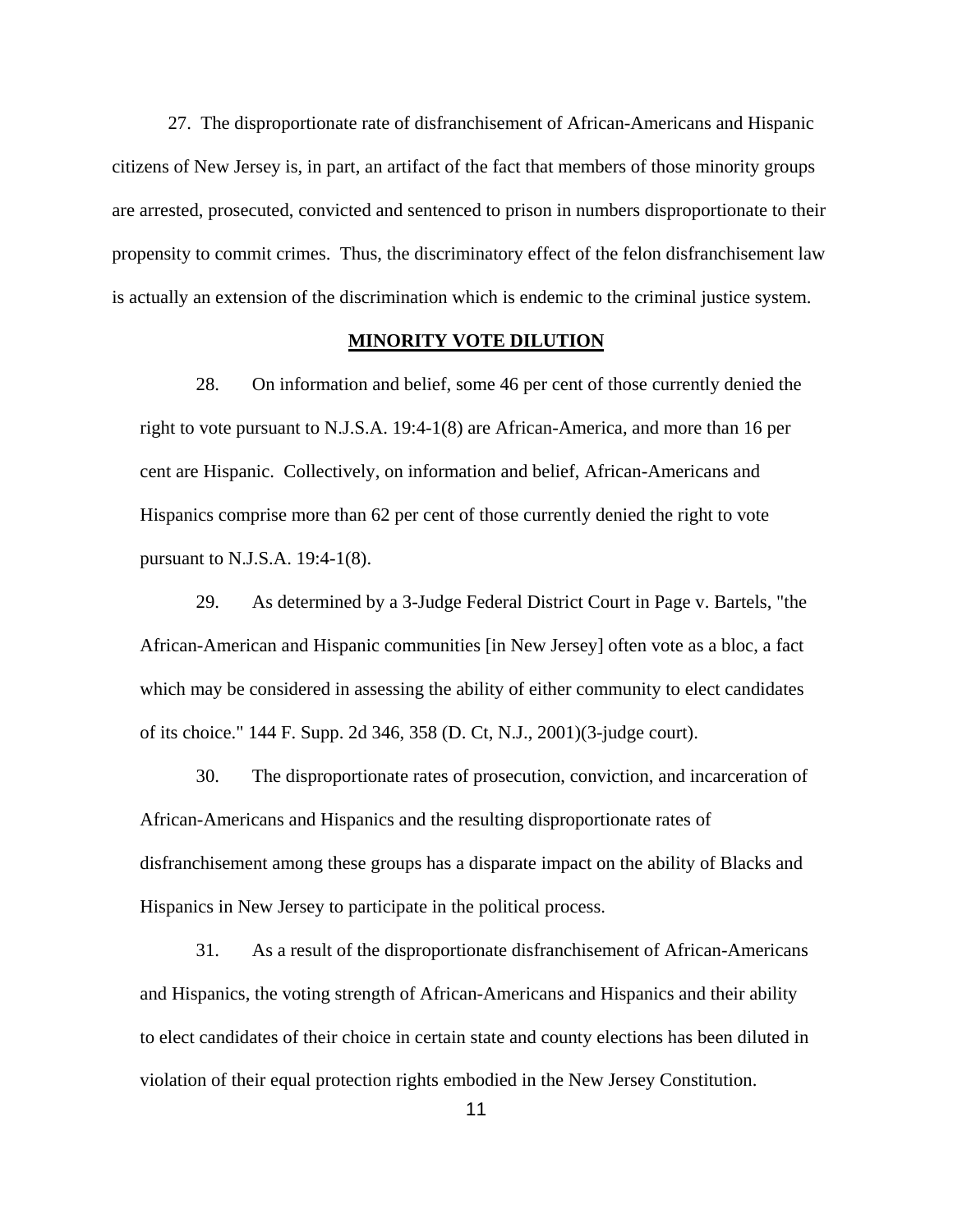27. The disproportionate rate of disfranchisement of African-Americans and Hispanic citizens of New Jersey is, in part, an artifact of the fact that members of those minority groups are arrested, prosecuted, convicted and sentenced to prison in numbers disproportionate to their propensity to commit crimes. Thus, the discriminatory effect of the felon disfranchisement law is actually an extension of the discrimination which is endemic to the criminal justice system.

## MINORITY VOTE DILUTION

28. On information and belief, some 46 per cent of those currently denied the right to vote pursuant to N.J.S.A. 19:4-1(8) are African-America, and more than 16 per cent are Hispanic. Collectively, on information and belief, African-Americans and Hispanics comprise more than 62 per cent of those currently denied the right to vote pursuant to N.J.S.A. 19:4-1(8).

29. As determined by a 3-Judge Federal District Court in Page v. Bartels, "the African-American and Hispanic communities [in New Jersey] often vote as a bloc, a fact which may be considered in assessing the ability of either community to elect candidates of its choice." 144 F. Supp. 2d 346, 358 (D. Ct, N.J., 2001)(3-judge court).

30. The disproportionate rates of prosecution, conviction, and incarceration of African-Americans and Hispanics and the resulting disproportionate rates of disfranchisement among these groups has a disparate impact on the ability of Blacks and Hispanics in New Jersey to participate in the political process.

31. As a result of the disproportionate disfranchisement of African-Americans and Hispanics, the voting strength of African-Americans and Hispanics and their ability to elect candidates of their choice in certain state and county elections has been diluted in violation of their equal protection rights embodied in the New Jersey Constitution.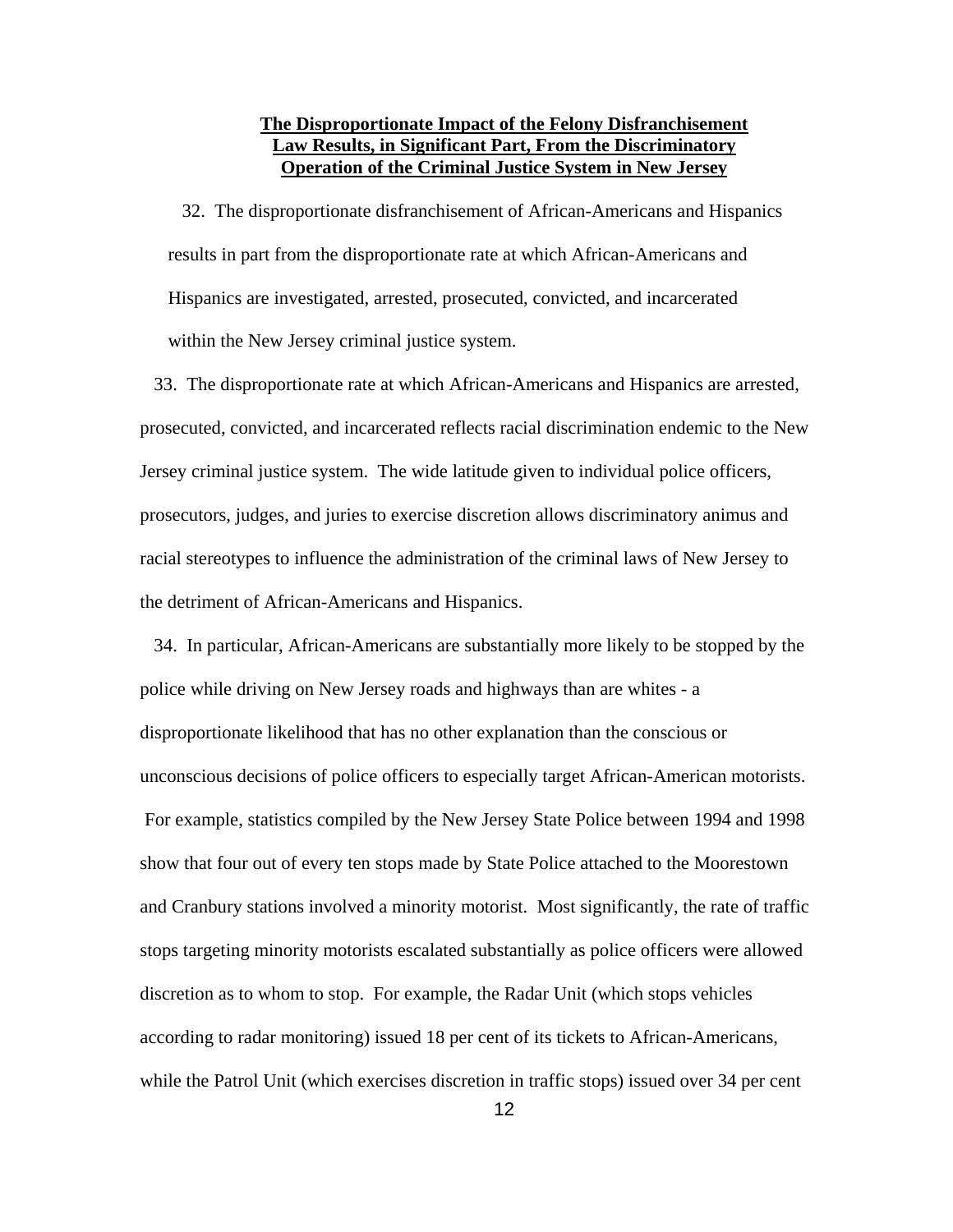**The Disproportionate Impact of the Felony Disfranchisement Law Results, in Significant Part, From the Discriminatory Operation of the Criminal Justice System in New Jersey**

32. The disproportionate disfranchisement of African-Americans and Hispanics results in part from the disproportionate rate at which African-Americans and Hispanics are investigated, arrested, prosecuted, convicted, and incarcerated within the New Jersey criminal justice system.

33. The disproportionate rate at which African-Americans and Hispanics are arrested, prosecuted, convicted, and incarcerated reflects racial discrimination endemic to the New Jersey criminal justice system. The wide latitude given to individual police officers, prosecutors, judges, and juries to exercise discretion allows discriminatory animus and racial stereotypes to influence the administration of the criminal laws of New Jersey to the detriment of African-Americans and Hispanics.

34. In particular, African-Americans are substantially more likely to be stopped by the police while driving on New Jersey roads and highways than are whites - a disproportionate likelihood that has no other explanation than the conscious or unconscious decisions of police officers to especially target African-American motorists. For example, statistics compiled by the New Jersey State Police between 1994 and 1998 show that four out of every ten stops made by State Police attached to the Moorestown and Cranbury stations involved a minority motorist. Most significantly, the rate of traffic stops targeting minority motorists escalated substantially as police officers were allowed discretion as to whom to stop. For example, the Radar Unit (which stops vehicles according to radar monitoring) issued 18 per cent of its tickets to African-Americans, while the Patrol Unit (which exercises discretion in traffic stops) issued over 34 per cent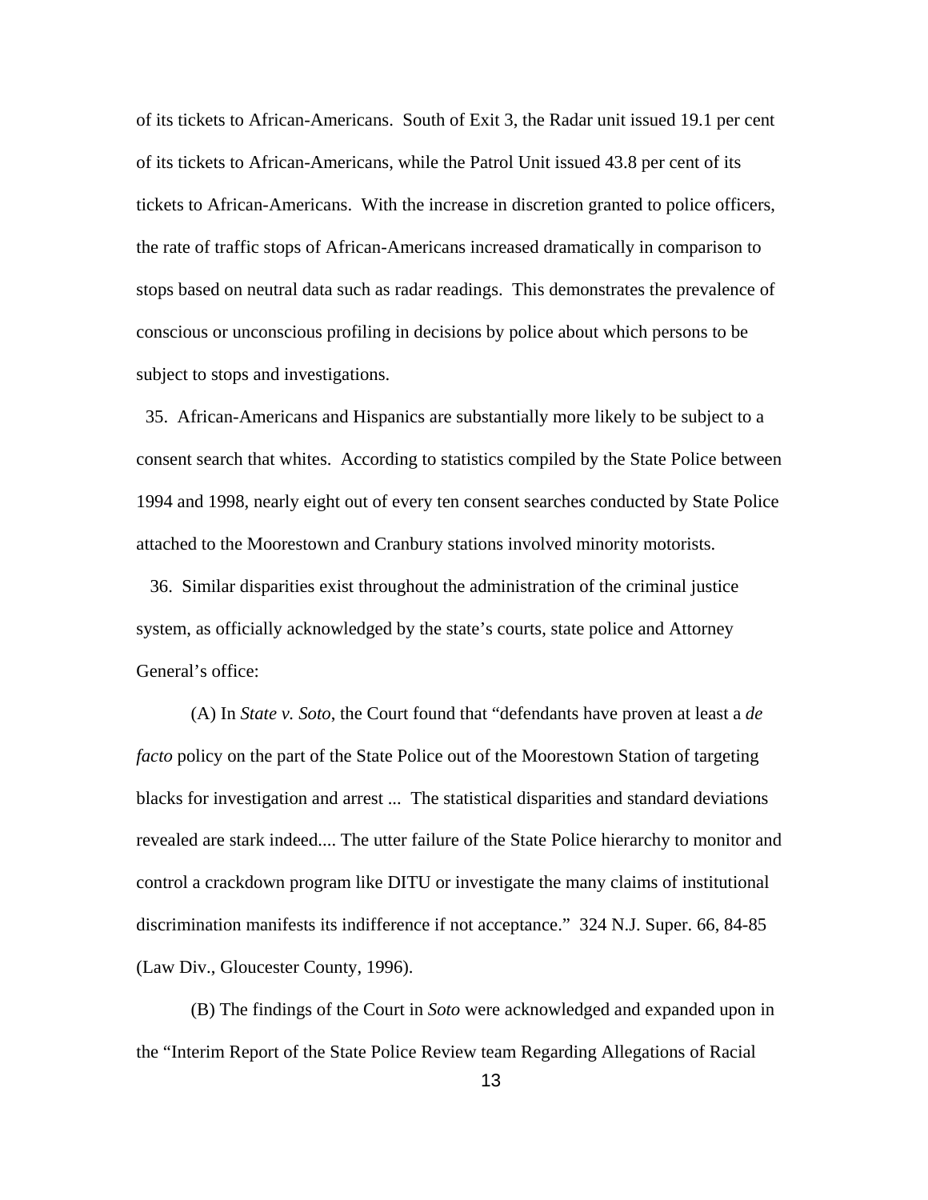of its tickets to African-Americans. South of Exit 3, the Radar unit issued 19.1 per cent of its tickets to African-Americans, while the Patrol Unit issued 43.8 per cent of its tickets to African-Americans. With the increase in discretion granted to police officers, the rate of traffic stops of African-Americans increased dramatically in comparison to stops based on neutral data such as radar readings. This demonstrates the prevalence of conscious or unconscious profiling in decisions by police about which persons to be subject to stops and investigations.

35. African-Americans and Hispanics are substantially more likely to be subject to a consent search that whites. According to statistics compiled by the State Police between 1994 and 1998, nearly eight out of every ten consent searches conducted by State Police attached to the Moorestown and Cranbury stations involved minority motorists.

36. Similar disparities exist throughout the administration of the criminal justice system, as officially acknowledged by the state's courts, state police and Attorney General's office:

(A) In *State v. Soto*, the Court found that "defendants have proven at least a *de facto* policy on the part of the State Police out of the Moorestown Station of targeting blacks for investigation and arrest ... The statistical disparities and standard deviations revealed are stark indeed.... The utter failure of the State Police hierarchy to monitor and control a crackdown program like DITU or investigate the many claims of institutional discrimination manifests its indifference if not acceptance." 324 N.J. Super. 66, 84-85 (Law Div., Gloucester County, 1996).

(B) The findings of the Court in *Soto* were acknowledged and expanded upon in the "Interim Report of the State Police Review team Regarding Allegations of Racial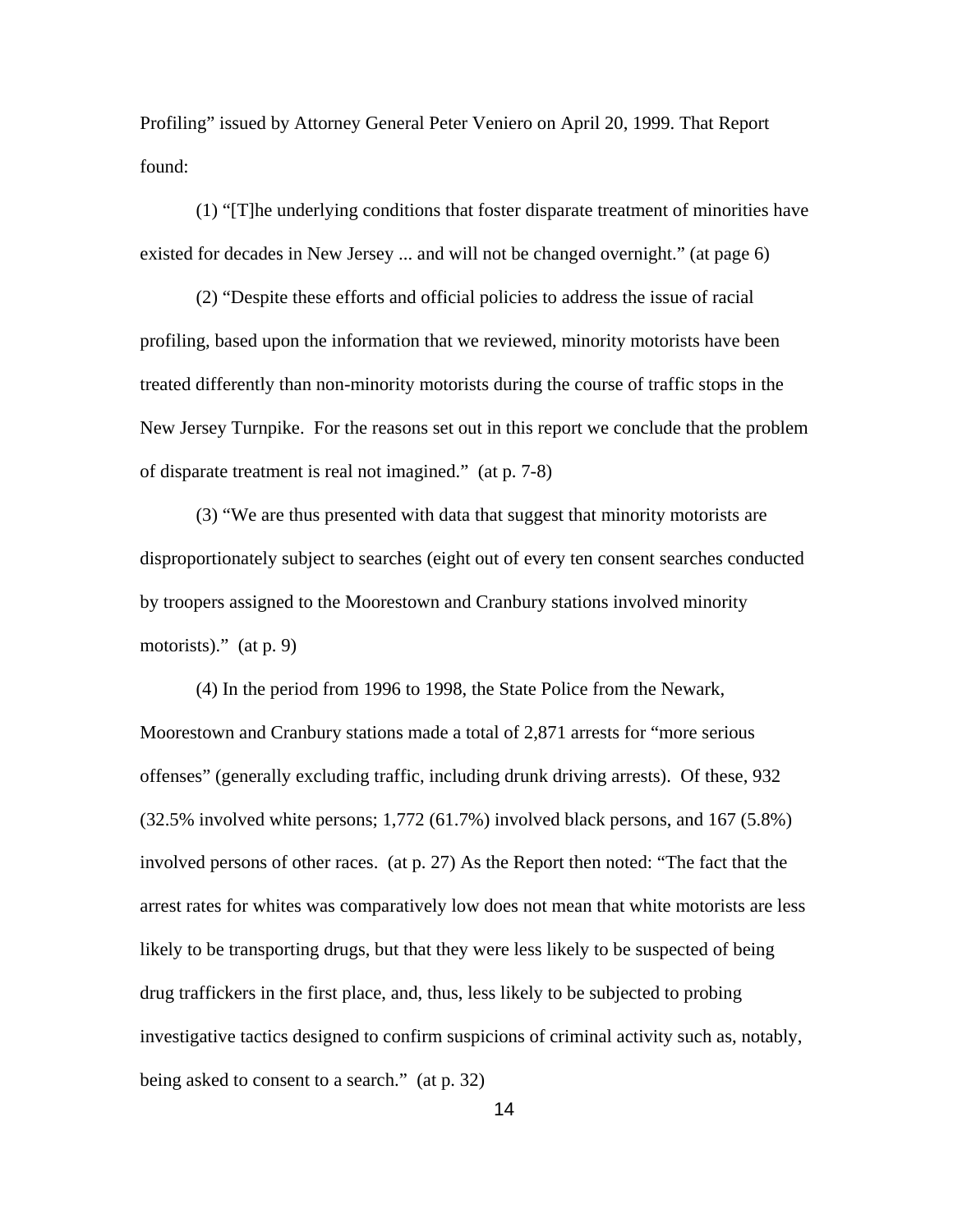Profiling" issued by Attorney General Peter Veniero on April 20, 1999. That Report found:

(1) "[T]he underlying conditions that foster disparate treatment of minorities have existed for decades in New Jersey ... and will not be changed overnight." (at page 6)

(2) "Despite these efforts and official policies to address the issue of racial profiling, based upon the information that we reviewed, minority motorists have been treated differently than non-minority motorists during the course of traffic stops in the New Jersey Turnpike. For the reasons set out in this report we conclude that the problem of disparate treatment is real not imagined." (at p. 7-8)

(3) "We are thus presented with data that suggest that minority motorists are disproportionately subject to searches (eight out of every ten consent searches conducted by troopers assigned to the Moorestown and Cranbury stations involved minority motorists)." (at p. 9)

(4) In the period from 1996 to 1998, the State Police from the Newark, Moorestown and Cranbury stations made a total of 2,871 arrests for "more serious offenses" (generally excluding traffic, including drunk driving arrests). Of these, 932 (32.5% involved white persons; 1,772 (61.7%) involved black persons, and 167 (5.8%) involved persons of other races. (at p. 27) As the Report then noted: "The fact that the arrest rates for whites was comparatively low does not mean that white motorists are less likely to be transporting drugs, but that they were less likely to be suspected of being drug traffickers in the first place, and, thus, less likely to be subjected to probing investigative tactics designed to confirm suspicions of criminal activity such as, notably, being asked to consent to a search." (at p. 32)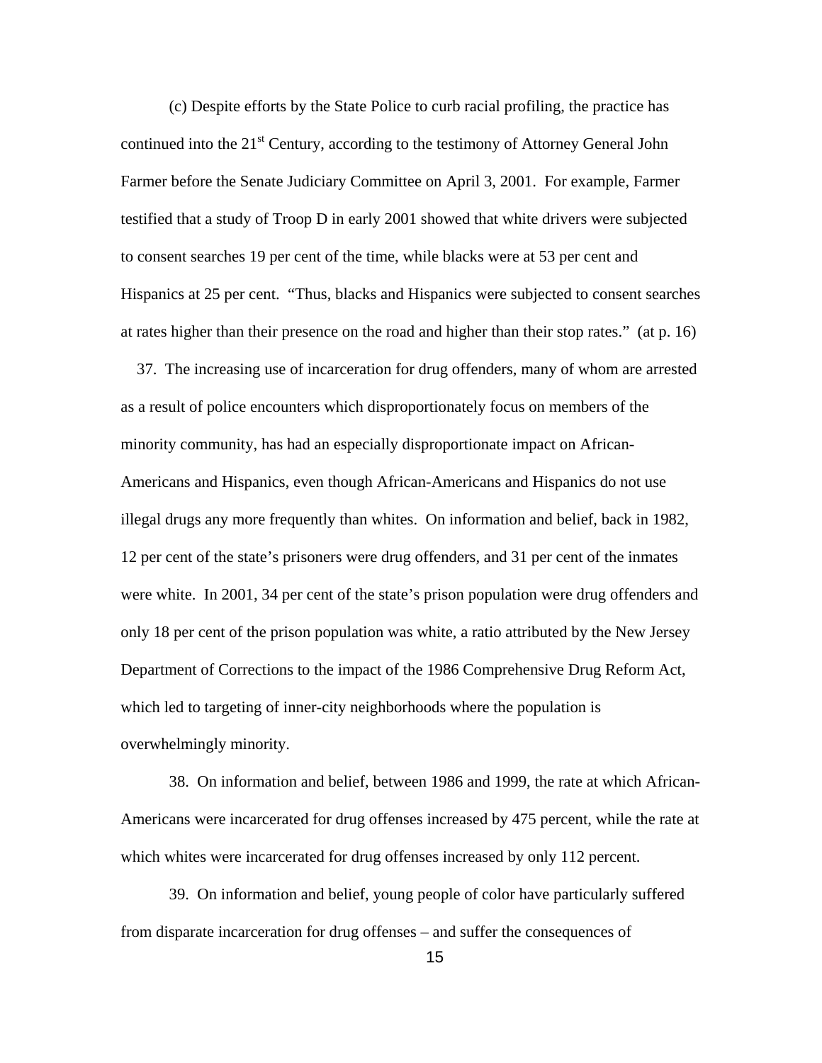(c) Despite efforts by the State Police to curb racial profiling, the practice has continued into the 21st Century, according to the testimony of Attorney General John Farmer before the Senate Judiciary Committee on April 3, 2001. For example, Farmer testified that a study of Troop D in early 2001 showed that white drivers were subjected to consent searches 19 per cent of the time, while blacks were at 53 per cent and Hispanics at 25 per cent. "Thus, blacks and Hispanics were subjected to consent searches at rates higher than their presence on the road and higher than their stop rates." (at p. 16)

37. The increasing use of incarceration for drug offenders, many of whom are arrested as a result of police encounters which disproportionately focus on members of the minority community, has had an especially disproportionate impact on African-Americans and Hispanics, even though African-Americans and Hispanics do not use illegal drugs any more frequently than whites. On information and belief, back in 1982, 12 per cent of the state's prisoners were drug offenders, and 31 per cent of the inmates were white. In 2001, 34 per cent of the state's prison population were drug offenders and only 18 per cent of the prison population was white, a ratio attributed by the New Jersey Department of Corrections to the impact of the 1986 Comprehensive Drug Reform Act, which led to targeting of inner-city neighborhoods where the population is overwhelmingly minority.

38. On information and belief, between 1986 and 1999, the rate at which African-Americans were incarcerated for drug offenses increased by 475 percent, while the rate at which whites were incarcerated for drug offenses increased by only 112 percent.

39. On information and belief, young people of color have particularly suffered from disparate incarceration for drug offenses – and suffer the consequences of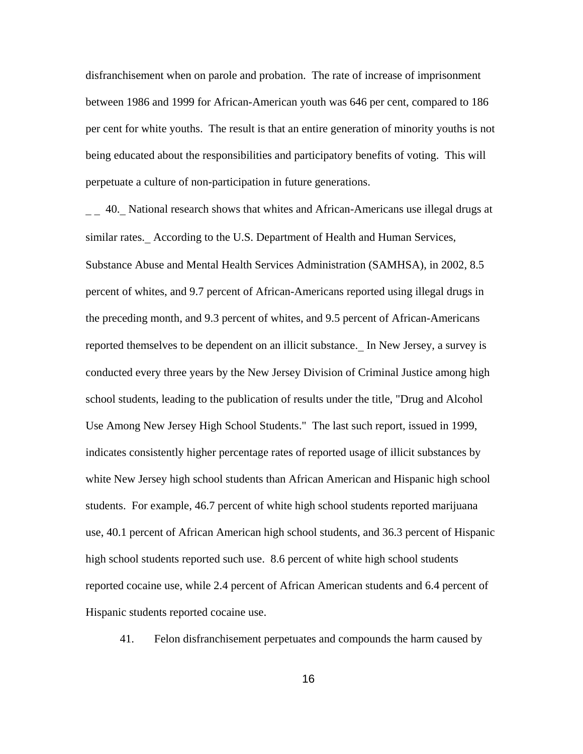disfranchisement when on parole and probation. The rate of increase of imprisonment between 1986 and 1999 for African-American youth was 646 per cent, compared to 186 per cent for white youths. The result is that an entire generation of minority youths is not being educated about the responsibilities and participatory benefits of voting. This will perpetuate a culture of non-participation in future generations.

_ _ 40._ National research shows that whites and African-Americans use illegal drugs at similar rates._ According to the U.S. Department of Health and Human Services, Substance Abuse and Mental Health Services Administration (SAMHSA), in 2002, 8.5 percent of whites, and 9.7 percent of African-Americans reported using illegal drugs in the preceding month, and 9.3 percent of whites, and 9.5 percent of African-Americans reported themselves to be dependent on an illicit substance._ In New Jersey, a survey is conducted every three years by the New Jersey Division of Criminal Justice among high school students, leading to the publication of results under the title, "Drug and Alcohol Use Among New Jersey High School Students." The last such report, issued in 1999, indicates consistently higher percentage rates of reported usage of illicit substances by white New Jersey high school students than African American and Hispanic high school students. For example, 46.7 percent of white high school students reported marijuana use, 40.1 percent of African American high school students, and 36.3 percent of Hispanic high school students reported such use. 8.6 percent of white high school students reported cocaine use, while 2.4 percent of African American students and 6.4 percent of Hispanic students reported cocaine use.

41. Felon disfranchisement perpetuates and compounds the harm caused by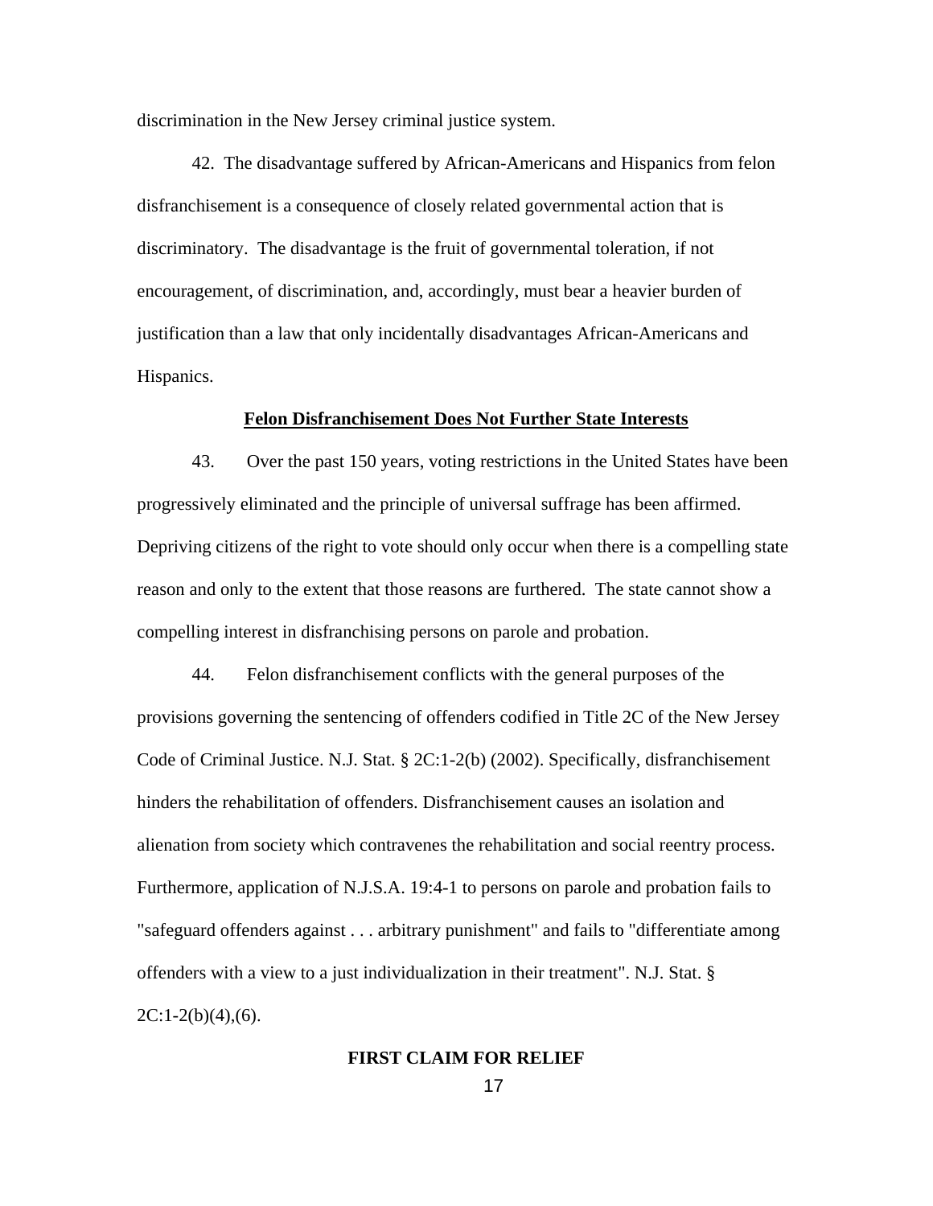discrimination in the New Jersey criminal justice system.

42. The disadvantage suffered by African-Americans and Hispanics from felon disfranchisement is a consequence of closely related governmental action that is discriminatory. The disadvantage is the fruit of governmental toleration, if not encouragement, of discrimination, and, accordingly, must bear a heavier burden of justification than a law that only incidentally disadvantages African-Americans and Hispanics.

**Felon Disfranchisement Does Not Further State Interests**

43. Over the past 150 years, voting restrictions in the United States have been progressively eliminated and the principle of universal suffrage has been affirmed. Depriving citizens of the right to vote should only occur when there is a compelling state reason and only to the extent that those reasons are furthered. The state cannot show a compelling interest in disfranchising persons on parole and probation.

44. Felon disfranchisement conflicts with the general purposes of the provisions governing the sentencing of offenders codified in Title 2C of the New Jersey Code of Criminal Justice. N.J. Stat. § 2C:1-2(b) (2002). Specifically, disfranchisement hinders the rehabilitation of offenders. Disfranchisement causes an isolation and alienation from society which contravenes the rehabilitation and social reentry process. Furthermore, application of N.J.S.A. 19:4-1 to persons on parole and probation fails to "safeguard offenders against . . . arbitrary punishment" and fails to "differentiate among offenders with a view to a just individualization in their treatment". N.J. Stat. § 2C:1-2(b)(4),(6).

**FIRST CLAIM FOR RELIEF**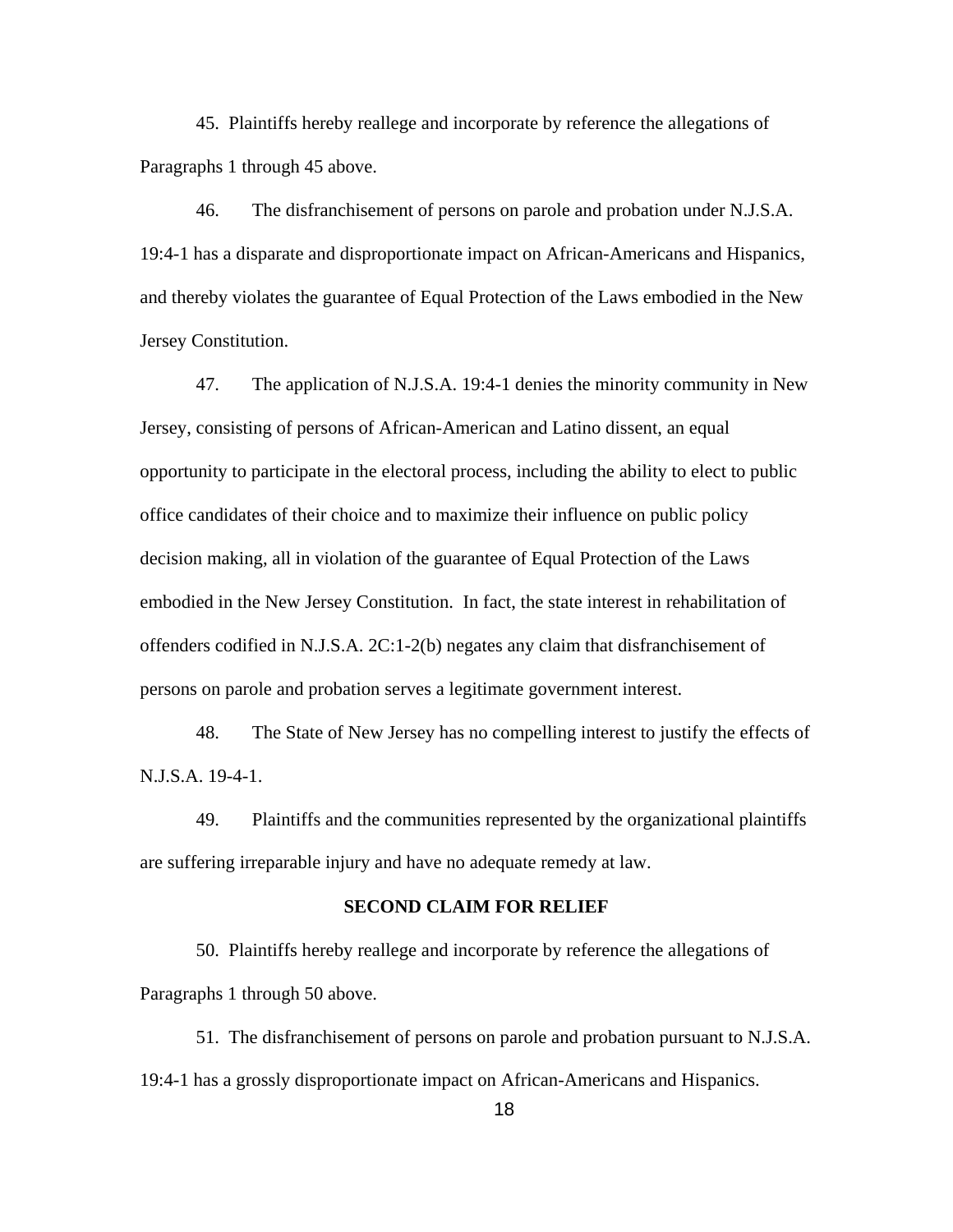45. Plaintiffs hereby reallege and incorporate by reference the allegations of Paragraphs 1 through 45 above.

46. The disfranchisement of persons on parole and probation under N.J.S.A. 19:4-1 has a disparate and disproportionate impact on African-Americans and Hispanics, and thereby violates the guarantee of Equal Protection of the Laws embodied in the New Jersey Constitution.

47. The application of N.J.S.A. 19:4-1 denies the minority community in New Jersey, consisting of persons of African-American and Latino dissent, an equal opportunity to participate in the electoral process, including the ability to elect to public office candidates of their choice and to maximize their influence on public policy decision making, all in violation of the guarantee of Equal Protection of the Laws embodied in the New Jersey Constitution. In fact, the state interest in rehabilitation of offenders codified in N.J.S.A. 2C:1-2(b) negates any claim that disfranchisement of persons on parole and probation serves a legitimate government interest.

48. The State of New Jersey has no compelling interest to justify the effects of N.J.S.A. 19-4-1.

49. Plaintiffs and the communities represented by the organizational plaintiffs are suffering irreparable injury and have no adequate remedy at law.

**SECOND CLAIM FOR RELIEF**

50. Plaintiffs hereby reallege and incorporate by reference the allegations of Paragraphs 1 through 50 above.

51. The disfranchisement of persons on parole and probation pursuant to N.J.S.A. 19:4-1 has a grossly disproportionate impact on African-Americans and Hispanics.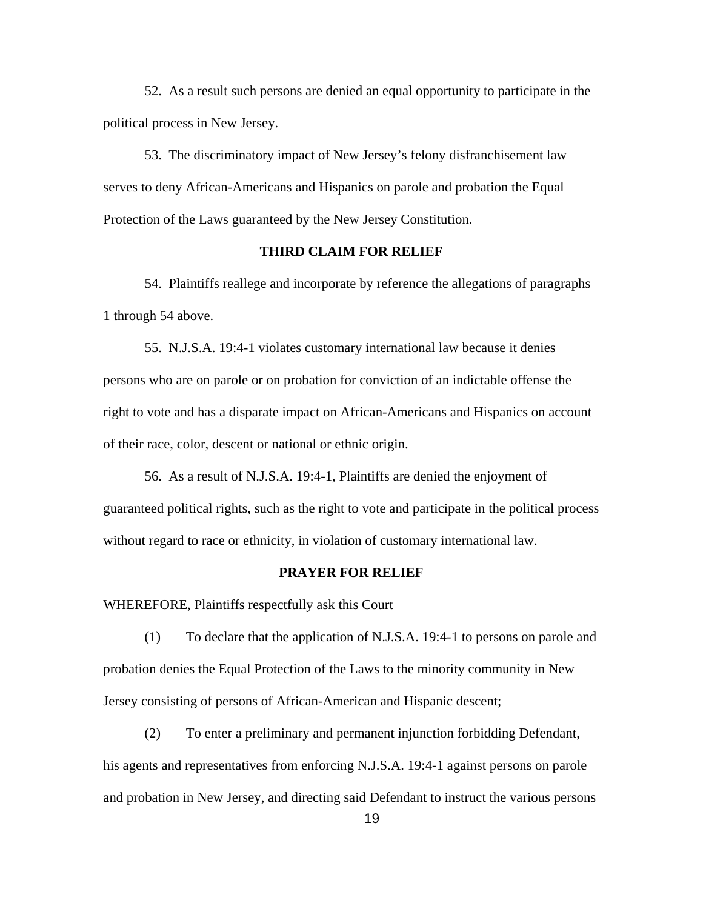52. As a result such persons are denied an equal opportunity to participate in the political process in New Jersey.

53. The discriminatory impact of New Jersey's felony disfranchisement law serves to deny African-Americans and Hispanics on parole and probation the Equal Protection of the Laws guaranteed by the New Jersey Constitution.

**THIRD CLAIM FOR RELIEF**

54. Plaintiffs reallege and incorporate by reference the allegations of paragraphs 1 through 54 above.

55. N.J.S.A. 19:4-1 violates customary international law because it denies persons who are on parole or on probation for conviction of an indictable offense the right to vote and has a disparate impact on African-Americans and Hispanics on account of their race, color, descent or national or ethnic origin.

56. As a result of N.J.S.A. 19:4-1, Plaintiffs are denied the enjoyment of guaranteed political rights, such as the right to vote and participate in the political process without regard to race or ethnicity, in violation of customary international law.

**PRAYER FOR RELIEF**

WHEREFORE, Plaintiffs respectfully ask this Court

(1) To declare that the application of N.J.S.A. 19:4-1 to persons on parole and probation denies the Equal Protection of the Laws to the minority community in New Jersey consisting of persons of African-American and Hispanic descent;

(2) To enter a preliminary and permanent injunction forbidding Defendant, his agents and representatives from enforcing N.J.S.A. 19:4-1 against persons on parole and probation in New Jersey, and directing said Defendant to instruct the various persons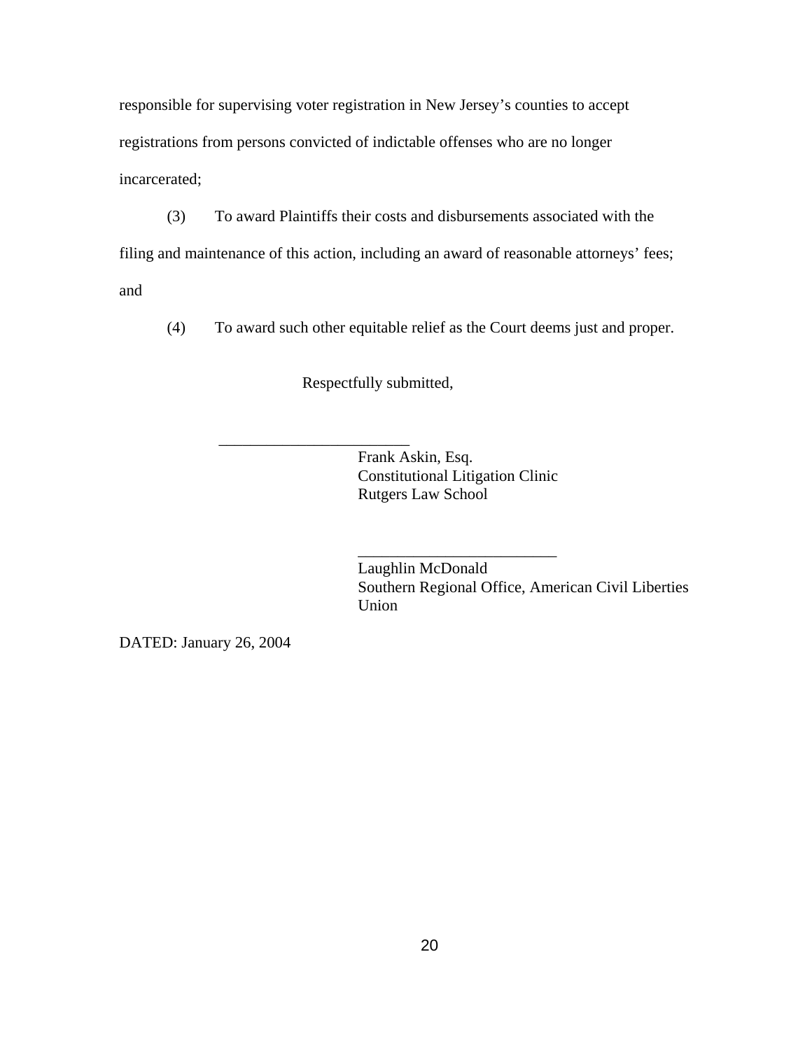responsible for supervising voter registration in New Jersey's counties to accept registrations from persons convicted of indictable offenses who are no longer incarcerated;

(3) To award Plaintiffs their costs and disbursements associated with the filing and maintenance of this action, including an award of reasonable attorneys' fees; and

(4) To award such other equitable relief as the Court deems just and proper.

Respectfully submitted,

________________________

Frank Askin, Esq.
Constitutional Litigation Clinic
Rutgers Law School

________________________

Laughlin McDonald
Southern Regional Office, American Civil Liberties Union

DATED: January 26, 2004